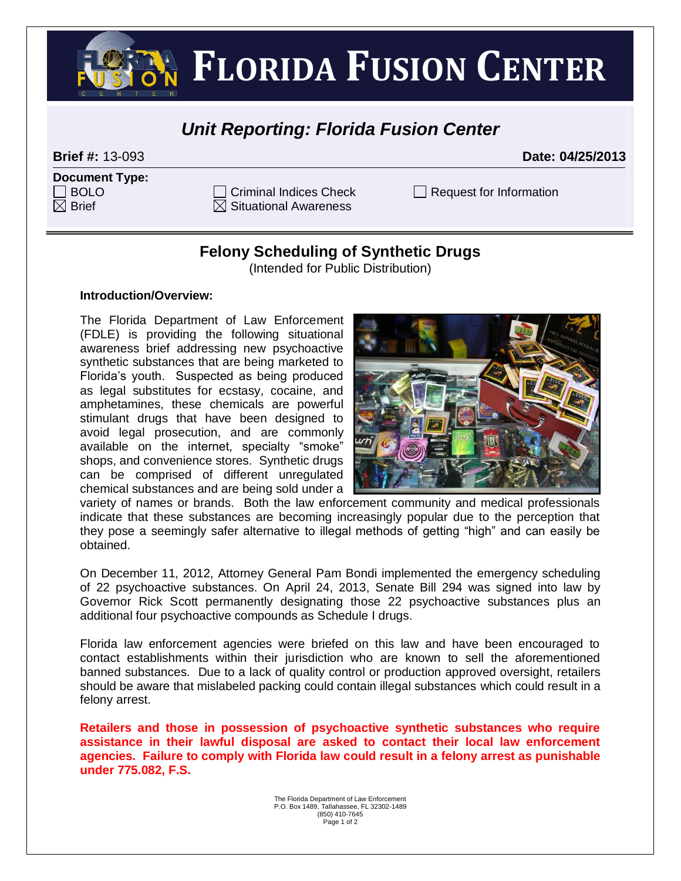# FLORIDA FUSION CENTER

## *Unit Reporting: Florida Fusion Center*

**Brief #:** 13-093 **Date: 04/25/2013**

**Document Type:**

- ☐ BOLO
- ☒ Brief
- ☐ Criminal Indices Check
- ☒ Situational Awareness
- ☐ Request for Information

## Felony Scheduling of Synthetic Drugs

(Intended for Public Distribution)

**Introduction/Overview:**

The Florida Department of Law Enforcement (FDLE) is providing the following situational awareness brief addressing new psychoactive synthetic substances that are being marketed to Florida's youth. Suspected as being produced as legal substitutes for ecstasy, cocaine, and amphetamines, these chemicals are powerful stimulant drugs that have been designed to avoid legal prosecution, and are commonly available on the internet, specialty "smoke" shops, and convenience stores. Synthetic drugs can be comprised of different unregulated chemical substances and are being sold under a variety of names or brands. Both the law enforcement community and medical professionals indicate that these substances are becoming increasingly popular due to the perception that they pose a seemingly safer alternative to illegal methods of getting "high" and can easily be obtained.

On December 11, 2012, Attorney General Pam Bondi implemented the emergency scheduling of 22 psychoactive substances. On April 24, 2013, Senate Bill 294 was signed into law by Governor Rick Scott permanently designating those 22 psychoactive substances plus an additional four psychoactive compounds as Schedule I drugs.

Florida law enforcement agencies were briefed on this law and have been encouraged to contact establishments within their jurisdiction who are known to sell the aforementioned banned substances. Due to a lack of quality control or production approved oversight, retailers should be aware that mislabeled packing could contain illegal substances which could result in a felony arrest.

**Retailers and those in possession of psychoactive synthetic substances who require assistance in their lawful disposal are asked to contact their local law enforcement agencies. Failure to comply with Florida law could result in a felony arrest as punishable under 775.082, F.S.**

The Florida Department of Law Enforcement
P.O. Box 1489, Tallahassee, FL 32302-1489
(850) 410-7645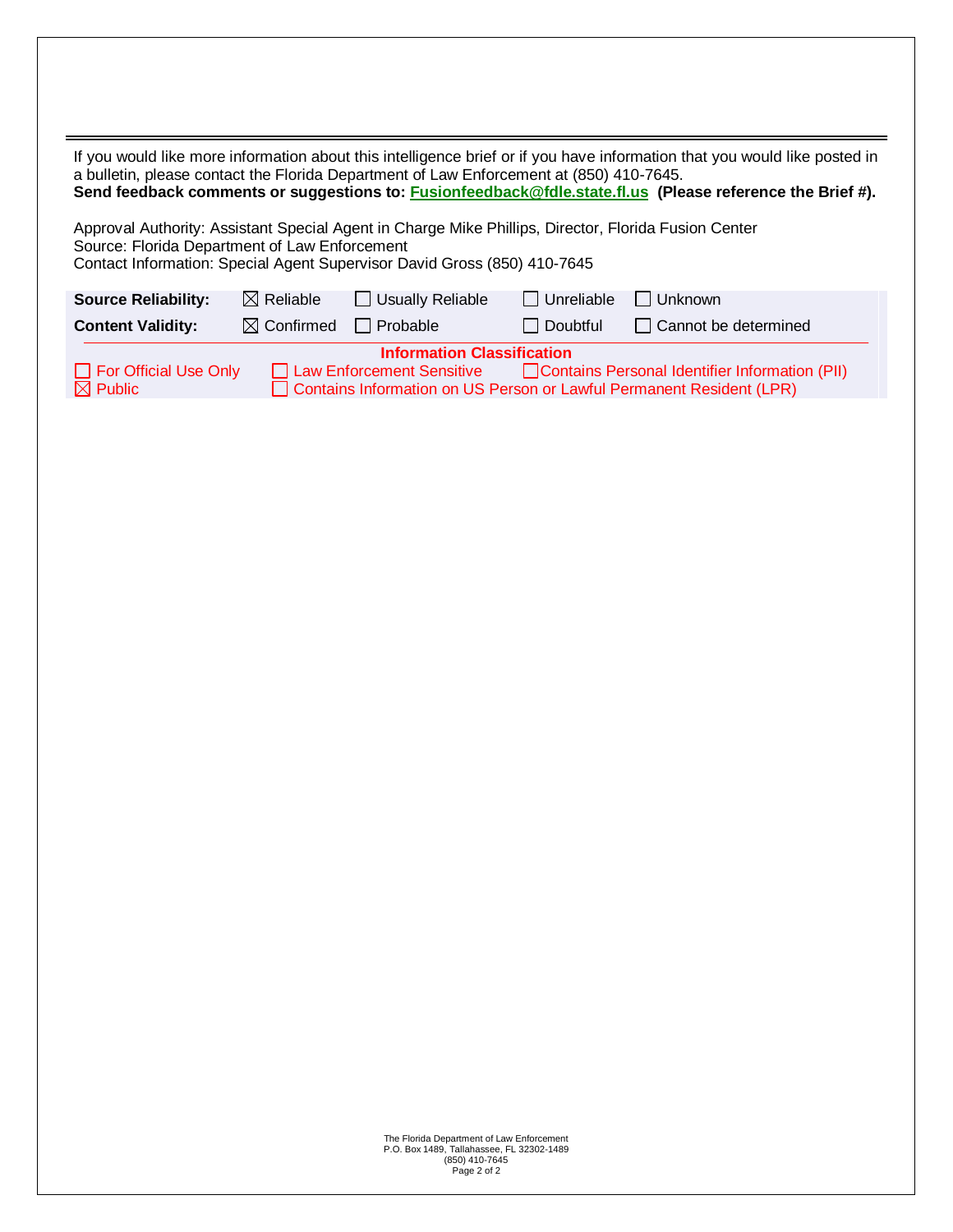If you would like more information about this intelligence brief or if you have information that you would like posted in a bulletin, please contact the Florida Department of Law Enforcement at (850) 410-7645.
**Send feedback comments or suggestions to: Fusionfeedback@fdle.state.fl.us (Please reference the Brief #).**

Approval Authority: Assistant Special Agent in Charge Mike Phillips, Director, Florida Fusion Center
Source: Florida Department of Law Enforcement
Contact Information: Special Agent Supervisor David Gross (850) 410-7645

| | | | | |
|---|---|---|---|---|
| **Source Reliability:** | ☒ Reliable | ☐ Usually Reliable | ☐ Unreliable | ☐ Unknown |
| **Content Validity:** | ☒ Confirmed | ☐ Probable | ☐ Doubtful | ☐ Cannot be determined |

**Information Classification**

☐ For Official Use Only ☐ Law Enforcement Sensitive ☐ Contains Personal Identifier Information (PII)
☒ Public ☐ Contains Information on US Person or Lawful Permanent Resident (LPR)

The Florida Department of Law Enforcement
P.O. Box 1489, Tallahassee, FL 32302-1489
(850) 410-7645